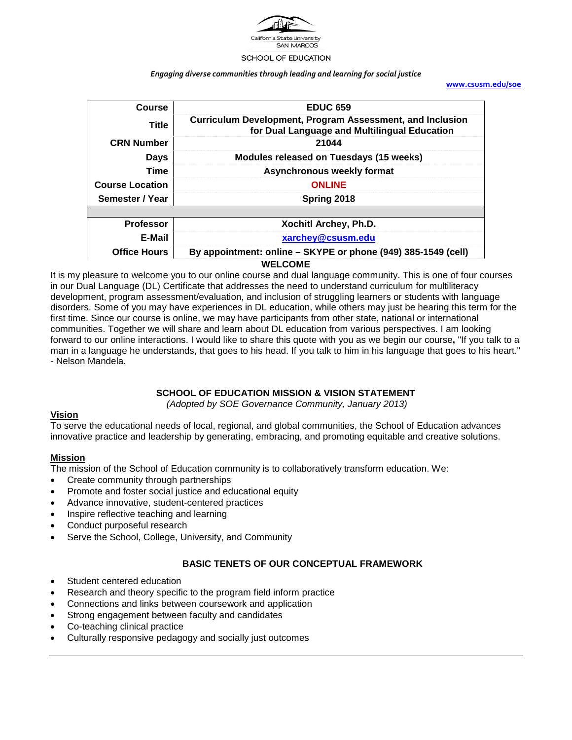California State University SAN MARCOS

SCHOOL OF EDUCATION

*Engaging diverse communities through leading and learning for social justice*

**www.csusm.edu/soe**

| | |
|---|---|
| **Course** | **EDUC 659** |
| **Title** | **Curriculum Development, Program Assessment, and Inclusion for Dual Language and Multilingual Education** |
| **CRN Number** | **21044** |
| **Days** | **Modules released on Tuesdays (15 weeks)** |
| **Time** | **Asynchronous weekly format** |
| **Course Location** | **ONLINE** |
| **Semester / Year** | **Spring 2018** |
| | |
| **Professor** | **Xochitl Archey, Ph.D.** |
| **E-Mail** | **xarchey@csusm.edu** |
| **Office Hours** | **By appointment: online – SKYPE or phone (949) 385-1549 (cell)** |

## WELCOME

It is my pleasure to welcome you to our online course and dual language community. This is one of four courses in our Dual Language (DL) Certificate that addresses the need to understand curriculum for multiliteracy development, program assessment/evaluation, and inclusion of struggling learners or students with language disorders. Some of you may have experiences in DL education, while others may just be hearing this term for the first time. Since our course is online, we may have participants from other state, national or international communities. Together we will share and learn about DL education from various perspectives. I am looking forward to our online interactions. I would like to share this quote with you as we begin our course**,** "If you talk to a man in a language he understands, that goes to his head. If you talk to him in his language that goes to his heart." - Nelson Mandela.

## SCHOOL OF EDUCATION MISSION & VISION STATEMENT

*(Adopted by SOE Governance Community, January 2013)*

### Vision

To serve the educational needs of local, regional, and global communities, the School of Education advances innovative practice and leadership by generating, embracing, and promoting equitable and creative solutions.

### Mission

The mission of the School of Education community is to collaboratively transform education. We:

- Create community through partnerships
- Promote and foster social justice and educational equity
- Advance innovative, student-centered practices
- Inspire reflective teaching and learning
- Conduct purposeful research
- Serve the School, College, University, and Community

## BASIC TENETS OF OUR CONCEPTUAL FRAMEWORK

- Student centered education
- Research and theory specific to the program field inform practice
- Connections and links between coursework and application
- Strong engagement between faculty and candidates
- Co-teaching clinical practice
- Culturally responsive pedagogy and socially just outcomes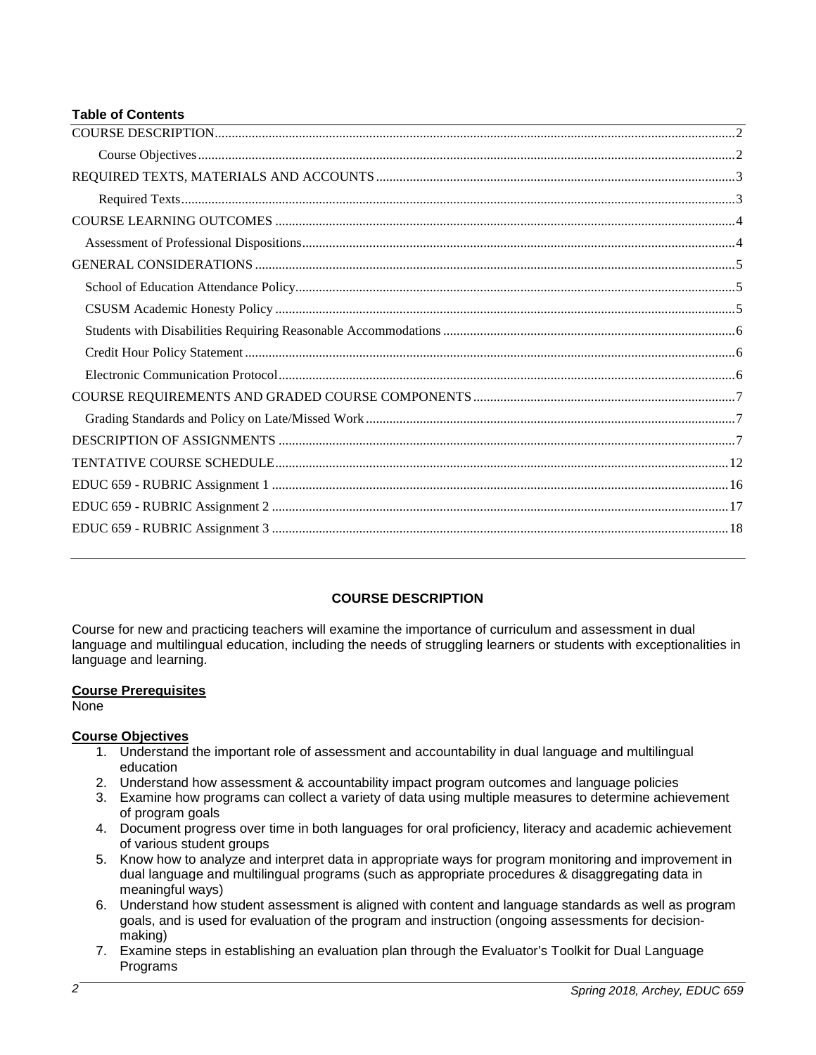**Table of Contents**

COURSE DESCRIPTION .......... 2
  Course Objectives .......... 2
REQUIRED TEXTS, MATERIALS AND ACCOUNTS .......... 3
  Required Texts .......... 3
COURSE LEARNING OUTCOMES .......... 4
  Assessment of Professional Dispositions .......... 4
GENERAL CONSIDERATIONS .......... 5
  School of Education Attendance Policy .......... 5
  CSUSM Academic Honesty Policy .......... 5
  Students with Disabilities Requiring Reasonable Accommodations .......... 6
  Credit Hour Policy Statement .......... 6
  Electronic Communication Protocol .......... 6
COURSE REQUIREMENTS AND GRADED COURSE COMPONENTS .......... 7
  Grading Standards and Policy on Late/Missed Work .......... 7
DESCRIPTION OF ASSIGNMENTS .......... 7
TENTATIVE COURSE SCHEDULE .......... 12
EDUC 659 - RUBRIC Assignment 1 .......... 16
EDUC 659 - RUBRIC Assignment 2 .......... 17
EDUC 659 - RUBRIC Assignment 3 .......... 18

## COURSE DESCRIPTION

Course for new and practicing teachers will examine the importance of curriculum and assessment in dual language and multilingual education, including the needs of struggling learners or students with exceptionalities in language and learning.

### Course Prerequisites

None

### Course Objectives

1. Understand the important role of assessment and accountability in dual language and multilingual education
2. Understand how assessment & accountability impact program outcomes and language policies
3. Examine how programs can collect a variety of data using multiple measures to determine achievement of program goals
4. Document progress over time in both languages for oral proficiency, literacy and academic achievement of various student groups
5. Know how to analyze and interpret data in appropriate ways for program monitoring and improvement in dual language and multilingual programs (such as appropriate procedures & disaggregating data in meaningful ways)
6. Understand how student assessment is aligned with content and language standards as well as program goals, and is used for evaluation of the program and instruction (ongoing assessments for decision-making)
7. Examine steps in establishing an evaluation plan through the Evaluator's Toolkit for Dual Language Programs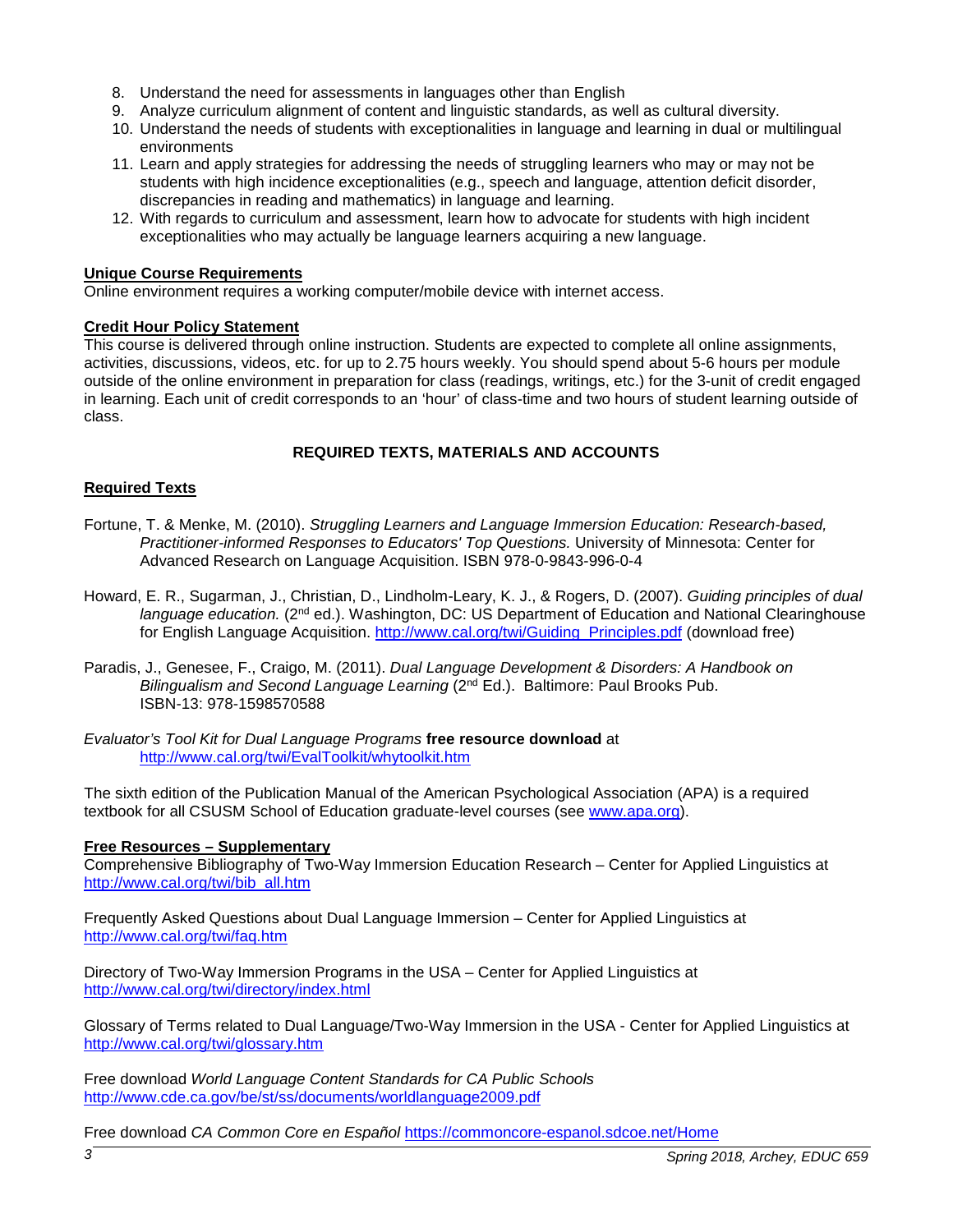8. Understand the need for assessments in languages other than English
9. Analyze curriculum alignment of content and linguistic standards, as well as cultural diversity.
10. Understand the needs of students with exceptionalities in language and learning in dual or multilingual environments
11. Learn and apply strategies for addressing the needs of struggling learners who may or may not be students with high incidence exceptionalities (e.g., speech and language, attention deficit disorder, discrepancies in reading and mathematics) in language and learning.
12. With regards to curriculum and assessment, learn how to advocate for students with high incident exceptionalities who may actually be language learners acquiring a new language.

**Unique Course Requirements**

Online environment requires a working computer/mobile device with internet access.

**Credit Hour Policy Statement**

This course is delivered through online instruction. Students are expected to complete all online assignments, activities, discussions, videos, etc. for up to 2.75 hours weekly. You should spend about 5-6 hours per module outside of the online environment in preparation for class (readings, writings, etc.) for the 3-unit of credit engaged in learning. Each unit of credit corresponds to an 'hour' of class-time and two hours of student learning outside of class.

## REQUIRED TEXTS, MATERIALS AND ACCOUNTS

**Required Texts**

Fortune, T. & Menke, M. (2010). *Struggling Learners and Language Immersion Education: Research-based, Practitioner-informed Responses to Educators' Top Questions.* University of Minnesota: Center for Advanced Research on Language Acquisition. ISBN 978-0-9843-996-0-4

Howard, E. R., Sugarman, J., Christian, D., Lindholm-Leary, K. J., & Rogers, D. (2007). *Guiding principles of dual language education.* (2nd ed.). Washington, DC: US Department of Education and National Clearinghouse for English Language Acquisition. http://www.cal.org/twi/Guiding_Principles.pdf (download free)

Paradis, J., Genesee, F., Craigo, M. (2011). *Dual Language Development & Disorders: A Handbook on Bilingualism and Second Language Learning* (2nd Ed.). Baltimore: Paul Brooks Pub. ISBN-13: 978-1598570588

*Evaluator's Tool Kit for Dual Language Programs* **free resource download** at http://www.cal.org/twi/EvalToolkit/whytoolkit.htm

The sixth edition of the Publication Manual of the American Psychological Association (APA) is a required textbook for all CSUSM School of Education graduate-level courses (see www.apa.org).

**Free Resources – Supplementary**

Comprehensive Bibliography of Two-Way Immersion Education Research – Center for Applied Linguistics at http://www.cal.org/twi/bib_all.htm

Frequently Asked Questions about Dual Language Immersion – Center for Applied Linguistics at http://www.cal.org/twi/faq.htm

Directory of Two-Way Immersion Programs in the USA – Center for Applied Linguistics at http://www.cal.org/twi/directory/index.html

Glossary of Terms related to Dual Language/Two-Way Immersion in the USA - Center for Applied Linguistics at http://www.cal.org/twi/glossary.htm

Free download *World Language Content Standards for CA Public Schools* http://www.cde.ca.gov/be/st/ss/documents/worldlanguage2009.pdf

Free download *CA Common Core en Español* https://commoncore-espanol.sdcoe.net/Home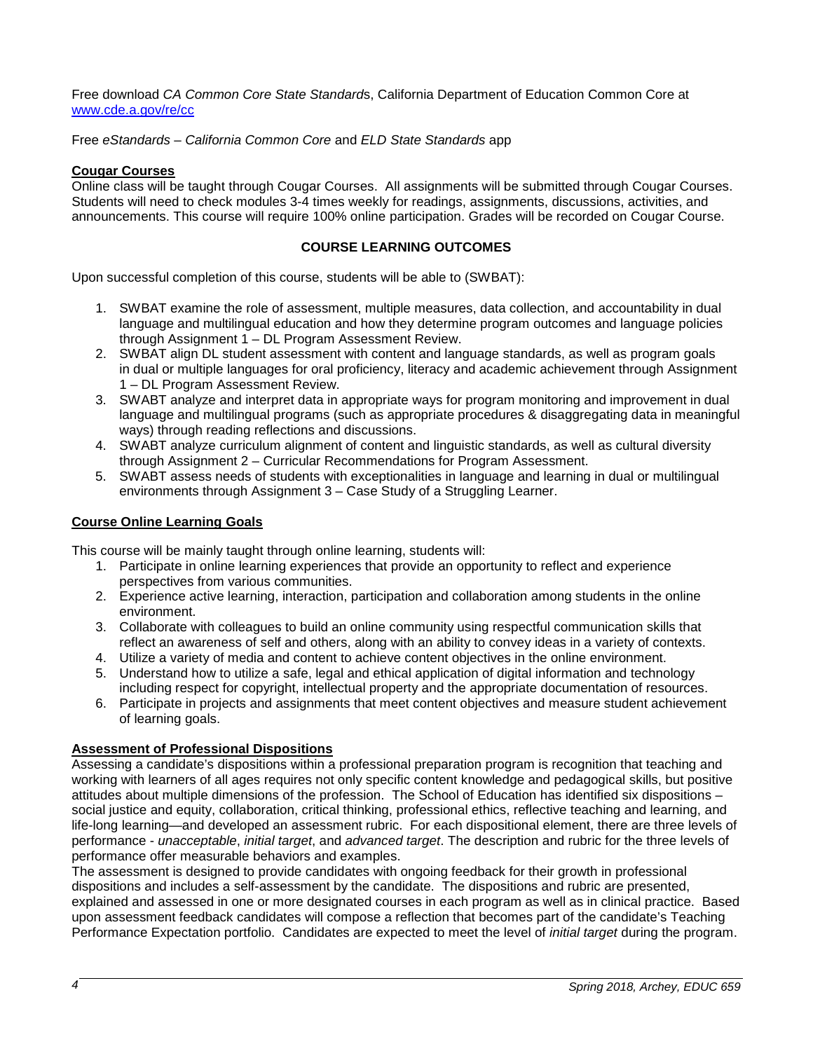Free download *CA Common Core State Standard*s, California Department of Education Common Core at [www.cde.a.gov/re/cc](www.cde.a.gov/re/cc)

Free *eStandards – California Common Core* and *ELD State Standards* app

**Cougar Courses**

Online class will be taught through Cougar Courses. All assignments will be submitted through Cougar Courses. Students will need to check modules 3-4 times weekly for readings, assignments, discussions, activities, and announcements. This course will require 100% online participation. Grades will be recorded on Cougar Course.

## COURSE LEARNING OUTCOMES

Upon successful completion of this course, students will be able to (SWBAT):

1. SWBAT examine the role of assessment, multiple measures, data collection, and accountability in dual language and multilingual education and how they determine program outcomes and language policies through Assignment 1 – DL Program Assessment Review.
2. SWBAT align DL student assessment with content and language standards, as well as program goals in dual or multiple languages for oral proficiency, literacy and academic achievement through Assignment 1 – DL Program Assessment Review.
3. SWABT analyze and interpret data in appropriate ways for program monitoring and improvement in dual language and multilingual programs (such as appropriate procedures & disaggregating data in meaningful ways) through reading reflections and discussions.
4. SWABT analyze curriculum alignment of content and linguistic standards, as well as cultural diversity through Assignment 2 – Curricular Recommendations for Program Assessment.
5. SWABT assess needs of students with exceptionalities in language and learning in dual or multilingual environments through Assignment 3 – Case Study of a Struggling Learner.

**Course Online Learning Goals**

This course will be mainly taught through online learning, students will:

1. Participate in online learning experiences that provide an opportunity to reflect and experience perspectives from various communities.
2. Experience active learning, interaction, participation and collaboration among students in the online environment.
3. Collaborate with colleagues to build an online community using respectful communication skills that reflect an awareness of self and others, along with an ability to convey ideas in a variety of contexts.
4. Utilize a variety of media and content to achieve content objectives in the online environment.
5. Understand how to utilize a safe, legal and ethical application of digital information and technology including respect for copyright, intellectual property and the appropriate documentation of resources.
6. Participate in projects and assignments that meet content objectives and measure student achievement of learning goals.

**Assessment of Professional Dispositions**

Assessing a candidate's dispositions within a professional preparation program is recognition that teaching and working with learners of all ages requires not only specific content knowledge and pedagogical skills, but positive attitudes about multiple dimensions of the profession. The School of Education has identified six dispositions – social justice and equity, collaboration, critical thinking, professional ethics, reflective teaching and learning, and life-long learning—and developed an assessment rubric. For each dispositional element, there are three levels of performance - *unacceptable*, *initial target*, and *advanced target*. The description and rubric for the three levels of performance offer measurable behaviors and examples.

The assessment is designed to provide candidates with ongoing feedback for their growth in professional dispositions and includes a self-assessment by the candidate. The dispositions and rubric are presented, explained and assessed in one or more designated courses in each program as well as in clinical practice. Based upon assessment feedback candidates will compose a reflection that becomes part of the candidate's Teaching Performance Expectation portfolio. Candidates are expected to meet the level of *initial target* during the program.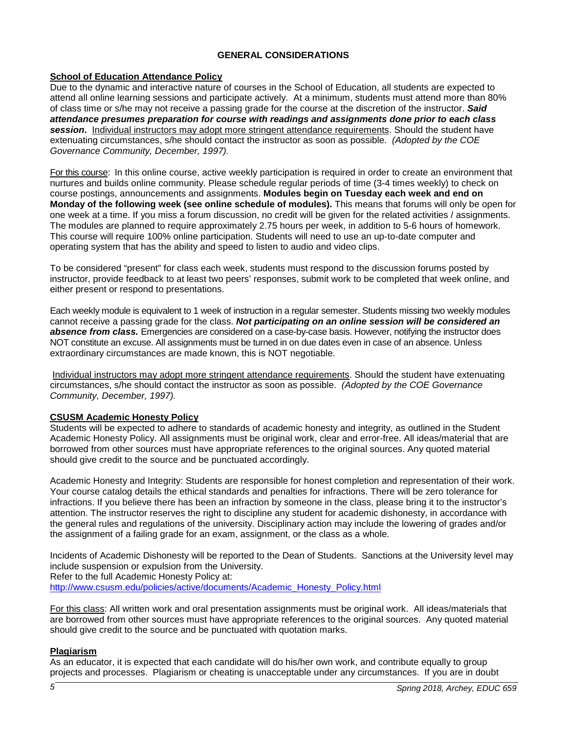## GENERAL CONSIDERATIONS

### School of Education Attendance Policy

Due to the dynamic and interactive nature of courses in the School of Education, all students are expected to attend all online learning sessions and participate actively. At a minimum, students must attend more than 80% of class time or s/he may not receive a passing grade for the course at the discretion of the instructor. ***Said attendance presumes preparation for course with readings and assignments done prior to each class session*****.** Individual instructors may adopt more stringent attendance requirements. Should the student have extenuating circumstances, s/he should contact the instructor as soon as possible. *(Adopted by the COE Governance Community, December, 1997).*

For this course: In this online course, active weekly participation is required in order to create an environment that nurtures and builds online community. Please schedule regular periods of time (3-4 times weekly) to check on course postings, announcements and assignments. **Modules begin on Tuesday each week and end on Monday of the following week (see online schedule of modules).** This means that forums will only be open for one week at a time. If you miss a forum discussion, no credit will be given for the related activities / assignments. The modules are planned to require approximately 2.75 hours per week, in addition to 5-6 hours of homework. This course will require 100% online participation. Students will need to use an up-to-date computer and operating system that has the ability and speed to listen to audio and video clips.

To be considered "present" for class each week, students must respond to the discussion forums posted by instructor, provide feedback to at least two peers' responses, submit work to be completed that week online, and either present or respond to presentations.

Each weekly module is equivalent to 1 week of instruction in a regular semester. Students missing two weekly modules cannot receive a passing grade for the class. ***Not participating on an online session will be considered an absence from class.*** Emergencies are considered on a case-by-case basis. However, notifying the instructor does NOT constitute an excuse. All assignments must be turned in on due dates even in case of an absence. Unless extraordinary circumstances are made known, this is NOT negotiable.

Individual instructors may adopt more stringent attendance requirements. Should the student have extenuating circumstances, s/he should contact the instructor as soon as possible. *(Adopted by the COE Governance Community, December, 1997).*

### CSUSM Academic Honesty Policy

Students will be expected to adhere to standards of academic honesty and integrity, as outlined in the Student Academic Honesty Policy. All assignments must be original work, clear and error-free. All ideas/material that are borrowed from other sources must have appropriate references to the original sources. Any quoted material should give credit to the source and be punctuated accordingly.

Academic Honesty and Integrity: Students are responsible for honest completion and representation of their work. Your course catalog details the ethical standards and penalties for infractions. There will be zero tolerance for infractions. If you believe there has been an infraction by someone in the class, please bring it to the instructor's attention. The instructor reserves the right to discipline any student for academic dishonesty, in accordance with the general rules and regulations of the university. Disciplinary action may include the lowering of grades and/or the assignment of a failing grade for an exam, assignment, or the class as a whole.

Incidents of Academic Dishonesty will be reported to the Dean of Students. Sanctions at the University level may include suspension or expulsion from the University.
Refer to the full Academic Honesty Policy at:
[http://www.csusm.edu/policies/active/documents/Academic_Honesty_Policy.html](http://www.csusm.edu/policies/active/documents/Academic_Honesty_Policy.html)

For this class: All written work and oral presentation assignments must be original work. All ideas/materials that are borrowed from other sources must have appropriate references to the original sources. Any quoted material should give credit to the source and be punctuated with quotation marks.

### Plagiarism

As an educator, it is expected that each candidate will do his/her own work, and contribute equally to group projects and processes. Plagiarism or cheating is unacceptable under any circumstances. If you are in doubt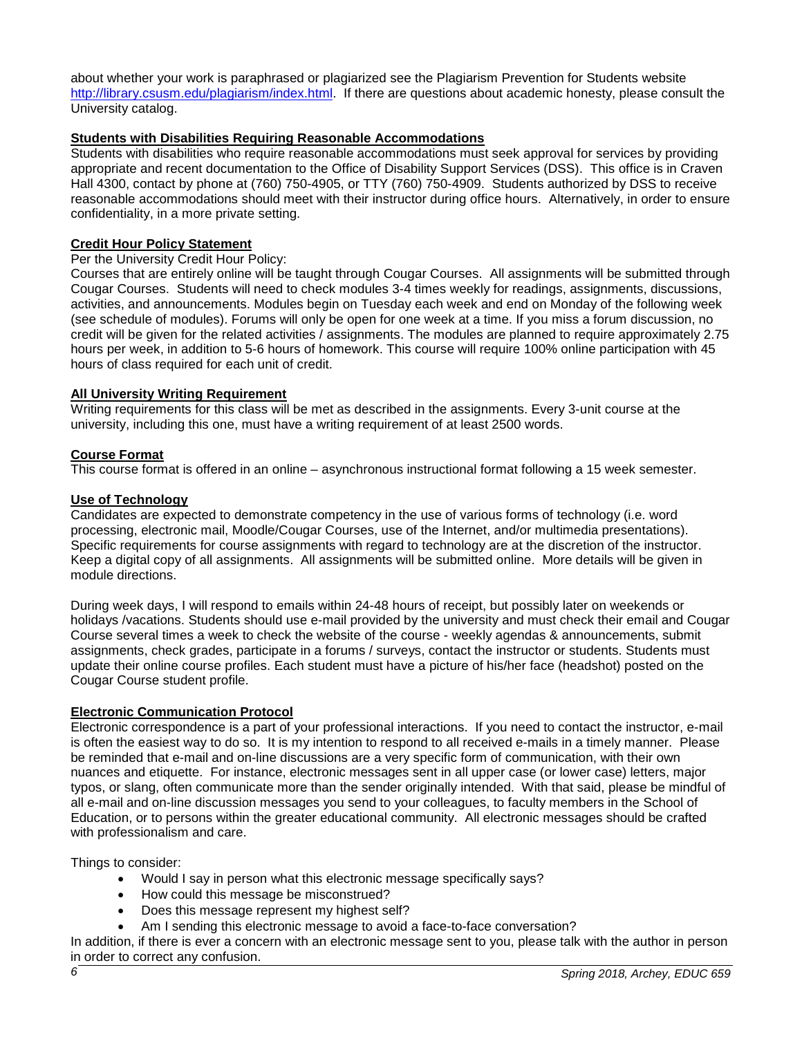about whether your work is paraphrased or plagiarized see the Plagiarism Prevention for Students website http://library.csusm.edu/plagiarism/index.html. If there are questions about academic honesty, please consult the University catalog.

**Students with Disabilities Requiring Reasonable Accommodations**

Students with disabilities who require reasonable accommodations must seek approval for services by providing appropriate and recent documentation to the Office of Disability Support Services (DSS). This office is in Craven Hall 4300, contact by phone at (760) 750-4905, or TTY (760) 750-4909. Students authorized by DSS to receive reasonable accommodations should meet with their instructor during office hours. Alternatively, in order to ensure confidentiality, in a more private setting.

**Credit Hour Policy Statement**

Per the University Credit Hour Policy:

Courses that are entirely online will be taught through Cougar Courses. All assignments will be submitted through Cougar Courses. Students will need to check modules 3-4 times weekly for readings, assignments, discussions, activities, and announcements. Modules begin on Tuesday each week and end on Monday of the following week (see schedule of modules). Forums will only be open for one week at a time. If you miss a forum discussion, no credit will be given for the related activities / assignments. The modules are planned to require approximately 2.75 hours per week, in addition to 5-6 hours of homework. This course will require 100% online participation with 45 hours of class required for each unit of credit.

**All University Writing Requirement**

Writing requirements for this class will be met as described in the assignments. Every 3-unit course at the university, including this one, must have a writing requirement of at least 2500 words.

**Course Format**

This course format is offered in an online – asynchronous instructional format following a 15 week semester.

**Use of Technology**

Candidates are expected to demonstrate competency in the use of various forms of technology (i.e. word processing, electronic mail, Moodle/Cougar Courses, use of the Internet, and/or multimedia presentations). Specific requirements for course assignments with regard to technology are at the discretion of the instructor. Keep a digital copy of all assignments. All assignments will be submitted online. More details will be given in module directions.

During week days, I will respond to emails within 24-48 hours of receipt, but possibly later on weekends or holidays /vacations. Students should use e-mail provided by the university and must check their email and Cougar Course several times a week to check the website of the course - weekly agendas & announcements, submit assignments, check grades, participate in a forums / surveys, contact the instructor or students. Students must update their online course profiles. Each student must have a picture of his/her face (headshot) posted on the Cougar Course student profile.

**Electronic Communication Protocol**

Electronic correspondence is a part of your professional interactions. If you need to contact the instructor, e-mail is often the easiest way to do so. It is my intention to respond to all received e-mails in a timely manner. Please be reminded that e-mail and on-line discussions are a very specific form of communication, with their own nuances and etiquette. For instance, electronic messages sent in all upper case (or lower case) letters, major typos, or slang, often communicate more than the sender originally intended. With that said, please be mindful of all e-mail and on-line discussion messages you send to your colleagues, to faculty members in the School of Education, or to persons within the greater educational community. All electronic messages should be crafted with professionalism and care.

Things to consider:

- Would I say in person what this electronic message specifically says?
- How could this message be misconstrued?
- Does this message represent my highest self?
- Am I sending this electronic message to avoid a face-to-face conversation?

In addition, if there is ever a concern with an electronic message sent to you, please talk with the author in person in order to correct any confusion.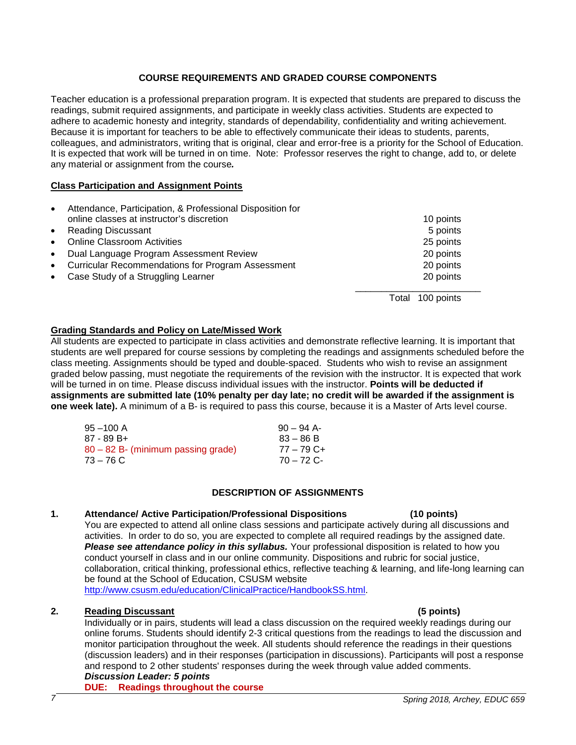## COURSE REQUIREMENTS AND GRADED COURSE COMPONENTS

Teacher education is a professional preparation program. It is expected that students are prepared to discuss the readings, submit required assignments, and participate in weekly class activities. Students are expected to adhere to academic honesty and integrity, standards of dependability, confidentiality and writing achievement. Because it is important for teachers to be able to effectively communicate their ideas to students, parents, colleagues, and administrators, writing that is original, clear and error-free is a priority for the School of Education. It is expected that work will be turned in on time. Note: Professor reserves the right to change, add to, or delete any material or assignment from the course*.*

### Class Participation and Assignment Points

| Component | Points |
| --- | --- |
| Attendance, Participation, & Professional Disposition for online classes at instructor's discretion | 10 points |
| Reading Discussant | 5 points |
| Online Classroom Activities | 25 points |
| Dual Language Program Assessment Review | 20 points |
| Curricular Recommendations for Program Assessment | 20 points |
| Case Study of a Struggling Learner | 20 points |
| Total | 100 points |

### Grading Standards and Policy on Late/Missed Work

All students are expected to participate in class activities and demonstrate reflective learning. It is important that students are well prepared for course sessions by completing the readings and assignments scheduled before the class meeting. Assignments should be typed and double-spaced. Students who wish to revise an assignment graded below passing, must negotiate the requirements of the revision with the instructor. It is expected that work will be turned in on time. Please discuss individual issues with the instructor. **Points will be deducted if assignments are submitted late (10% penalty per day late; no credit will be awarded if the assignment is one week late).** A minimum of a B- is required to pass this course, because it is a Master of Arts level course.

| | |
| --- | --- |
| 95 –100 A | 90 – 94 A- |
| 87 - 89 B+ | 83 – 86 B |
| 80 – 82 B- (minimum passing grade) | 77 – 79 C+ |
| 73 – 76 C | 70 – 72 C- |

## DESCRIPTION OF ASSIGNMENTS

**1. Attendance/ Active Participation/Professional Dispositions (10 points)**

You are expected to attend all online class sessions and participate actively during all discussions and activities. In order to do so, you are expected to complete all required readings by the assigned date. ***Please see attendance policy in this syllabus.*** Your professional disposition is related to how you conduct yourself in class and in our online community. Dispositions and rubric for social justice, collaboration, critical thinking, professional ethics, reflective teaching & learning, and life-long learning can be found at the School of Education, CSUSM website http://www.csusm.edu/education/ClinicalPractice/HandbookSS.html.

**2. Reading Discussant (5 points)**

Individually or in pairs, students will lead a class discussion on the required weekly readings during our online forums. Students should identify 2-3 critical questions from the readings to lead the discussion and monitor participation throughout the week. All students should reference the readings in their questions (discussion leaders) and in their responses (participation in discussions). Participants will post a response and respond to 2 other students' responses during the week through value added comments.

***Discussion Leader: 5 points***

**DUE: Readings throughout the course**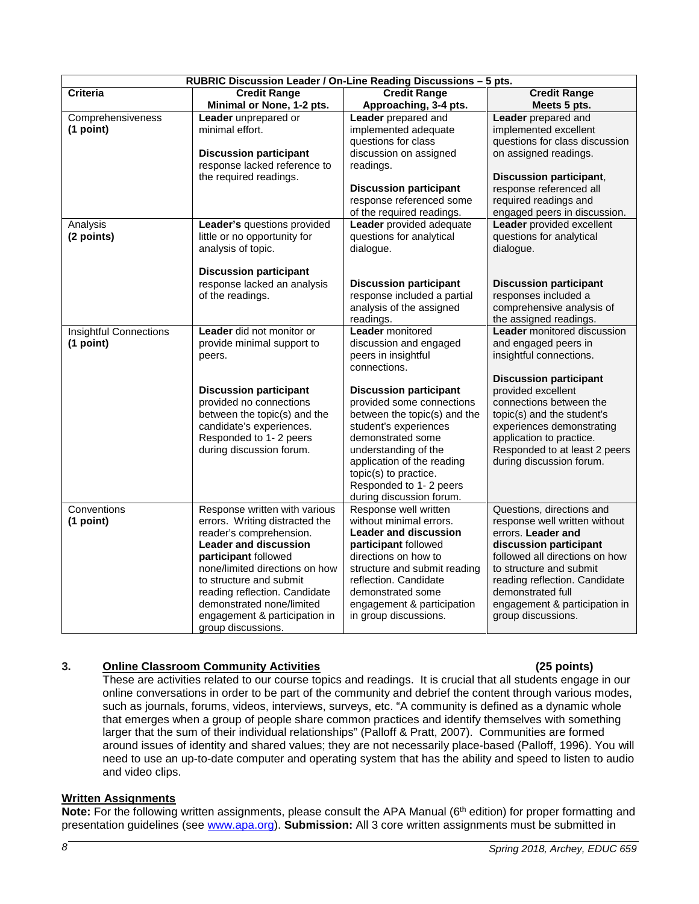| RUBRIC Discussion Leader / On-Line Reading Discussions – 5 pts. | | | |
|---|---|---|---|
| **Criteria** | **Credit Range Minimal or None, 1-2 pts.** | **Credit Range Approaching, 3-4 pts.** | **Credit Range Meets 5 pts.** |
| Comprehensiveness **(1 point)** | **Leader** unprepared or minimal effort.<br><br>**Discussion participant** response lacked reference to the required readings. | **Leader** prepared and implemented adequate questions for class discussion on assigned readings.<br><br>**Discussion participant** response referenced some of the required readings. | **Leader** prepared and implemented excellent questions for class discussion on assigned readings.<br><br>**Discussion participant**, response referenced all required readings and engaged peers in discussion. |
| Analysis **(2 points)** | **Leader's** questions provided little or no opportunity for analysis of topic.<br><br>**Discussion participant** response lacked an analysis of the readings. | **Leader** provided adequate questions for analytical dialogue.<br><br>**Discussion participant** response included a partial analysis of the assigned readings. | **Leader** provided excellent questions for analytical dialogue.<br><br>**Discussion participant** responses included a comprehensive analysis of the assigned readings. |
| Insightful Connections **(1 point)** | **Leader** did not monitor or provide minimal support to peers.<br><br>**Discussion participant** provided no connections between the topic(s) and the candidate's experiences. Responded to 1- 2 peers during discussion forum. | **Leader** monitored discussion and engaged peers in insightful connections.<br><br>**Discussion participant** provided some connections between the topic(s) and the student's experiences demonstrated some understanding of the application of the reading topic(s) to practice. Responded to 1- 2 peers during discussion forum. | **Leader** monitored discussion and engaged peers in insightful connections.<br><br>**Discussion participant** provided excellent connections between the topic(s) and the student's experiences demonstrating application to practice. Responded to at least 2 peers during discussion forum. |
| Conventions **(1 point)** | Response written with various errors. Writing distracted the reader's comprehension. **Leader and discussion participant** followed none/limited directions on how to structure and submit reading reflection. Candidate demonstrated none/limited engagement & participation in group discussions. | Response well written without minimal errors. **Leader and discussion participant** followed directions on how to structure and submit reading reflection. Candidate demonstrated some engagement & participation in group discussions. | Questions, directions and response well written without errors. **Leader and discussion participant** followed all directions on how to structure and submit reading reflection. Candidate demonstrated full engagement & participation in group discussions. |

### 3. Online Classroom Community Activities (25 points)

These are activities related to our course topics and readings. It is crucial that all students engage in our online conversations in order to be part of the community and debrief the content through various modes, such as journals, forums, videos, interviews, surveys, etc. "A community is defined as a dynamic whole that emerges when a group of people share common practices and identify themselves with something larger that the sum of their individual relationships" (Palloff & Pratt, 2007). Communities are formed around issues of identity and shared values; they are not necessarily place-based (Palloff, 1996). You will need to use an up-to-date computer and operating system that has the ability and speed to listen to audio and video clips.

## Written Assignments

**Note:** For the following written assignments, please consult the APA Manual (6th edition) for proper formatting and presentation guidelines (see www.apa.org). **Submission:** All 3 core written assignments must be submitted in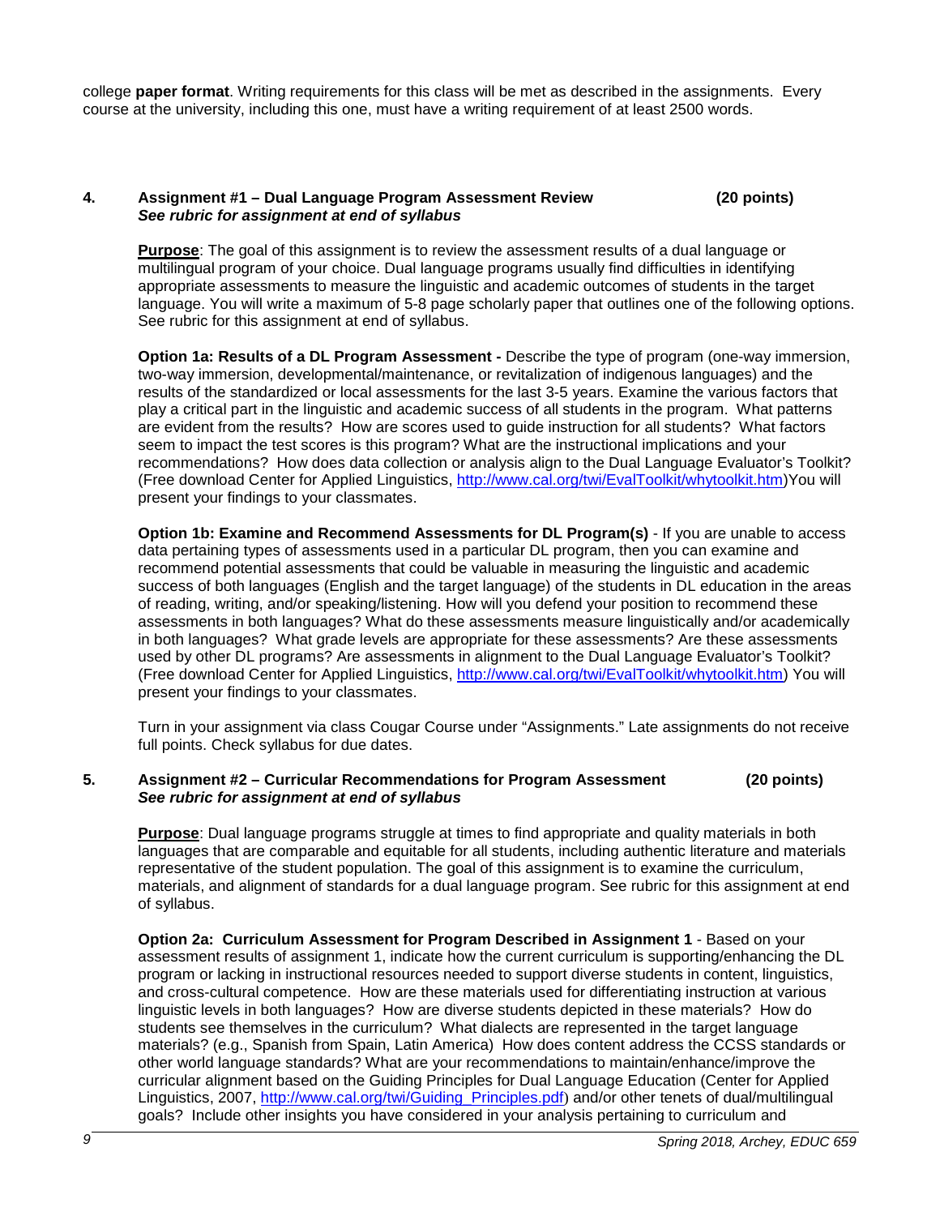college **paper format**. Writing requirements for this class will be met as described in the assignments. Every course at the university, including this one, must have a writing requirement of at least 2500 words.

### 4. Assignment #1 – Dual Language Program Assessment Review (20 points)

***See rubric for assignment at end of syllabus***

**Purpose**: The goal of this assignment is to review the assessment results of a dual language or multilingual program of your choice. Dual language programs usually find difficulties in identifying appropriate assessments to measure the linguistic and academic outcomes of students in the target language. You will write a maximum of 5-8 page scholarly paper that outlines one of the following options. See rubric for this assignment at end of syllabus.

**Option 1a: Results of a DL Program Assessment -** Describe the type of program (one-way immersion, two-way immersion, developmental/maintenance, or revitalization of indigenous languages) and the results of the standardized or local assessments for the last 3-5 years. Examine the various factors that play a critical part in the linguistic and academic success of all students in the program. What patterns are evident from the results? How are scores used to guide instruction for all students? What factors seem to impact the test scores is this program? What are the instructional implications and your recommendations? How does data collection or analysis align to the Dual Language Evaluator's Toolkit? (Free download Center for Applied Linguistics, http://www.cal.org/twi/EvalToolkit/whytoolkit.htm)You will present your findings to your classmates.

**Option 1b: Examine and Recommend Assessments for DL Program(s)** - If you are unable to access data pertaining types of assessments used in a particular DL program, then you can examine and recommend potential assessments that could be valuable in measuring the linguistic and academic success of both languages (English and the target language) of the students in DL education in the areas of reading, writing, and/or speaking/listening. How will you defend your position to recommend these assessments in both languages? What do these assessments measure linguistically and/or academically in both languages? What grade levels are appropriate for these assessments? Are these assessments used by other DL programs? Are assessments in alignment to the Dual Language Evaluator's Toolkit? (Free download Center for Applied Linguistics, http://www.cal.org/twi/EvalToolkit/whytoolkit.htm) You will present your findings to your classmates.

Turn in your assignment via class Cougar Course under "Assignments." Late assignments do not receive full points. Check syllabus for due dates.

### 5. Assignment #2 – Curricular Recommendations for Program Assessment (20 points)

***See rubric for assignment at end of syllabus***

**Purpose**: Dual language programs struggle at times to find appropriate and quality materials in both languages that are comparable and equitable for all students, including authentic literature and materials representative of the student population. The goal of this assignment is to examine the curriculum, materials, and alignment of standards for a dual language program. See rubric for this assignment at end of syllabus.

**Option 2a: Curriculum Assessment for Program Described in Assignment 1** - Based on your assessment results of assignment 1, indicate how the current curriculum is supporting/enhancing the DL program or lacking in instructional resources needed to support diverse students in content, linguistics, and cross-cultural competence. How are these materials used for differentiating instruction at various linguistic levels in both languages? How are diverse students depicted in these materials? How do students see themselves in the curriculum? What dialects are represented in the target language materials? (e.g., Spanish from Spain, Latin America) How does content address the CCSS standards or other world language standards? What are your recommendations to maintain/enhance/improve the curricular alignment based on the Guiding Principles for Dual Language Education (Center for Applied Linguistics, 2007, http://www.cal.org/twi/Guiding_Principles.pdf) and/or other tenets of dual/multilingual goals? Include other insights you have considered in your analysis pertaining to curriculum and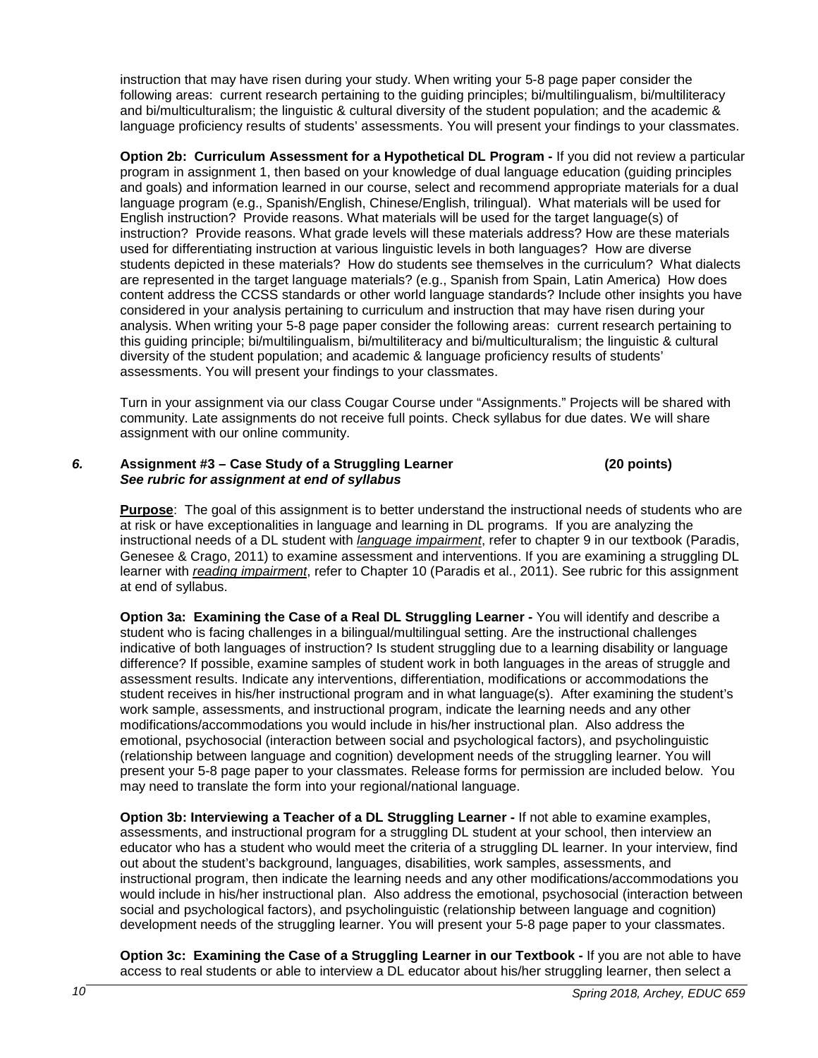instruction that may have risen during your study. When writing your 5-8 page paper consider the following areas: current research pertaining to the guiding principles; bi/multilingualism, bi/multiliteracy and bi/multiculturalism; the linguistic & cultural diversity of the student population; and the academic & language proficiency results of students' assessments. You will present your findings to your classmates.

**Option 2b: Curriculum Assessment for a Hypothetical DL Program -** If you did not review a particular program in assignment 1, then based on your knowledge of dual language education (guiding principles and goals) and information learned in our course, select and recommend appropriate materials for a dual language program (e.g., Spanish/English, Chinese/English, trilingual). What materials will be used for English instruction? Provide reasons. What materials will be used for the target language(s) of instruction? Provide reasons. What grade levels will these materials address? How are these materials used for differentiating instruction at various linguistic levels in both languages? How are diverse students depicted in these materials? How do students see themselves in the curriculum? What dialects are represented in the target language materials? (e.g., Spanish from Spain, Latin America) How does content address the CCSS standards or other world language standards? Include other insights you have considered in your analysis pertaining to curriculum and instruction that may have risen during your analysis. When writing your 5-8 page paper consider the following areas: current research pertaining to this guiding principle; bi/multilingualism, bi/multiliteracy and bi/multiculturalism; the linguistic & cultural diversity of the student population; and academic & language proficiency results of students' assessments. You will present your findings to your classmates.

Turn in your assignment via our class Cougar Course under "Assignments." Projects will be shared with community. Late assignments do not receive full points. Check syllabus for due dates. We will share assignment with our online community.

### *6.* Assignment #3 – Case Study of a Struggling Learner (20 points)
***See rubric for assignment at end of syllabus***

**Purpose**: The goal of this assignment is to better understand the instructional needs of students who are at risk or have exceptionalities in language and learning in DL programs. If you are analyzing the instructional needs of a DL student with *language impairment*, refer to chapter 9 in our textbook (Paradis, Genesee & Crago, 2011) to examine assessment and interventions. If you are examining a struggling DL learner with *reading impairment*, refer to Chapter 10 (Paradis et al., 2011). See rubric for this assignment at end of syllabus.

**Option 3a: Examining the Case of a Real DL Struggling Learner -** You will identify and describe a student who is facing challenges in a bilingual/multilingual setting. Are the instructional challenges indicative of both languages of instruction? Is student struggling due to a learning disability or language difference? If possible, examine samples of student work in both languages in the areas of struggle and assessment results. Indicate any interventions, differentiation, modifications or accommodations the student receives in his/her instructional program and in what language(s). After examining the student's work sample, assessments, and instructional program, indicate the learning needs and any other modifications/accommodations you would include in his/her instructional plan. Also address the emotional, psychosocial (interaction between social and psychological factors), and psycholinguistic (relationship between language and cognition) development needs of the struggling learner. You will present your 5-8 page paper to your classmates. Release forms for permission are included below. You may need to translate the form into your regional/national language.

**Option 3b: Interviewing a Teacher of a DL Struggling Learner -** If not able to examine examples, assessments, and instructional program for a struggling DL student at your school, then interview an educator who has a student who would meet the criteria of a struggling DL learner. In your interview, find out about the student's background, languages, disabilities, work samples, assessments, and instructional program, then indicate the learning needs and any other modifications/accommodations you would include in his/her instructional plan. Also address the emotional, psychosocial (interaction between social and psychological factors), and psycholinguistic (relationship between language and cognition) development needs of the struggling learner. You will present your 5-8 page paper to your classmates.

**Option 3c: Examining the Case of a Struggling Learner in our Textbook -** If you are not able to have access to real students or able to interview a DL educator about his/her struggling learner, then select a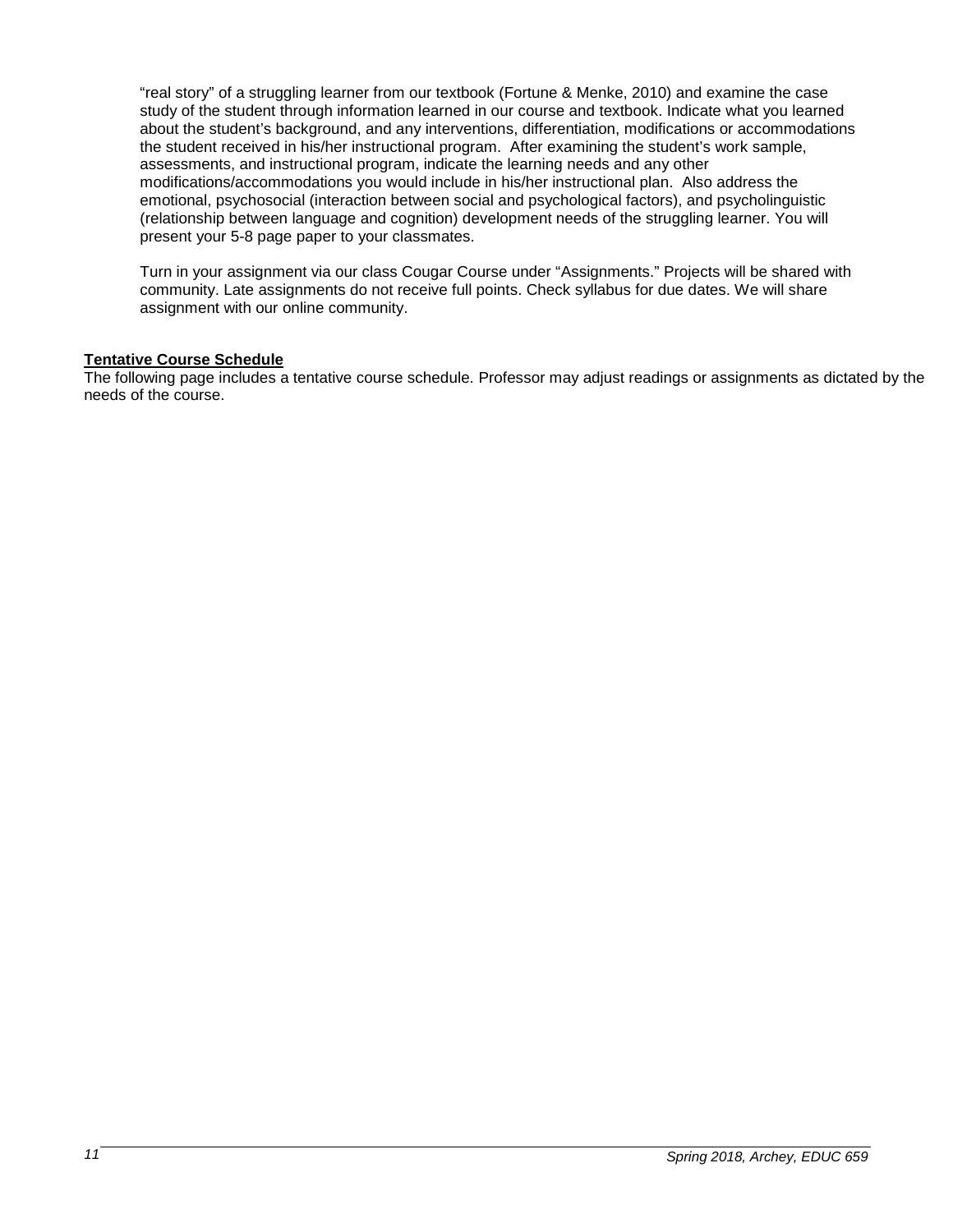"real story" of a struggling learner from our textbook (Fortune & Menke, 2010) and examine the case study of the student through information learned in our course and textbook. Indicate what you learned about the student's background, and any interventions, differentiation, modifications or accommodations the student received in his/her instructional program. After examining the student's work sample, assessments, and instructional program, indicate the learning needs and any other modifications/accommodations you would include in his/her instructional plan. Also address the emotional, psychosocial (interaction between social and psychological factors), and psycholinguistic (relationship between language and cognition) development needs of the struggling learner. You will present your 5-8 page paper to your classmates.

Turn in your assignment via our class Cougar Course under "Assignments." Projects will be shared with community. Late assignments do not receive full points. Check syllabus for due dates. We will share assignment with our online community.

**Tentative Course Schedule**

The following page includes a tentative course schedule. Professor may adjust readings or assignments as dictated by the needs of the course.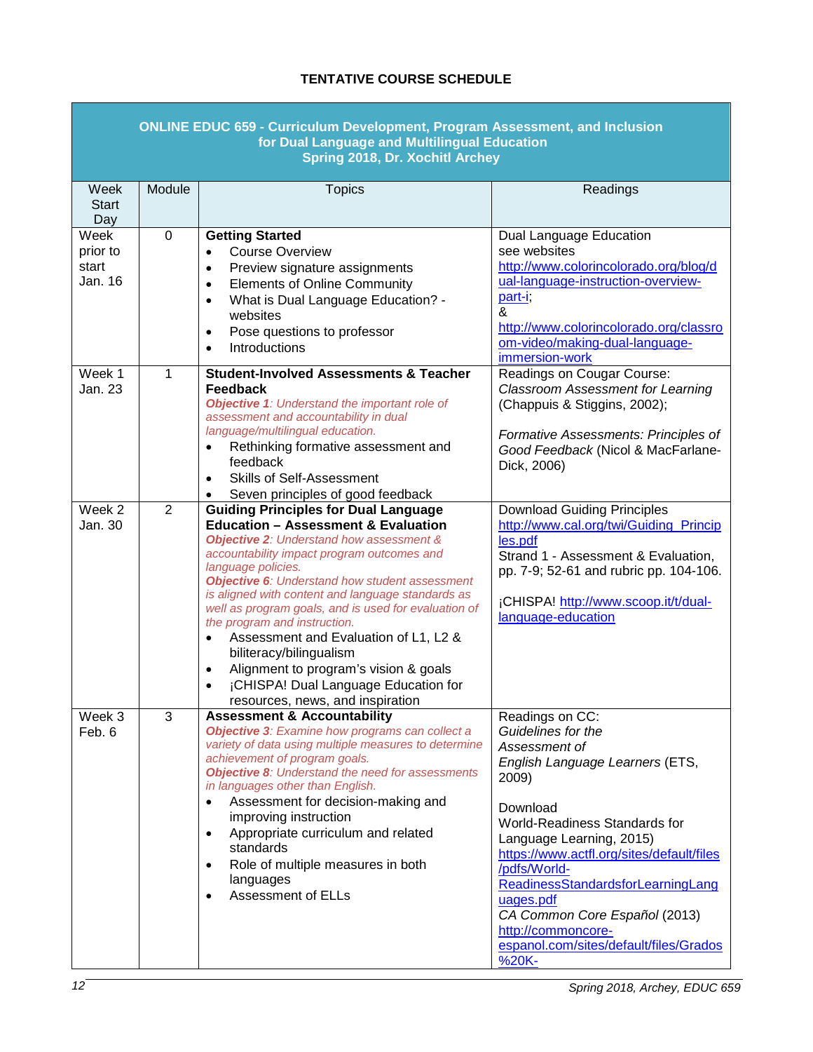**TENTATIVE COURSE SCHEDULE**

| ONLINE EDUC 659 - Curriculum Development, Program Assessment, and Inclusion for Dual Language and Multilingual Education Spring 2018, Dr. Xochitl Archey | | | |
|---|---|---|---|
| Week Start Day | Module | Topics | Readings |
| Week prior to start Jan. 16 | 0 | **Getting Started**<br>• Course Overview<br>• Preview signature assignments<br>• Elements of Online Community<br>• What is Dual Language Education? - websites<br>• Pose questions to professor<br>• Introductions | Dual Language Education see websites http://www.colorincolorado.org/blog/dual-language-instruction-overview-part-i; & http://www.colorincolorado.org/classroom-video/making-dual-language-immersion-work |
| Week 1 Jan. 23 | 1 | **Student-Involved Assessments & Teacher Feedback**<br>***Objective 1**: Understand the important role of assessment and accountability in dual language/multilingual education.*<br>• Rethinking formative assessment and feedback<br>• Skills of Self-Assessment<br>• Seven principles of good feedback | Readings on Cougar Course: *Classroom Assessment for Learning* (Chappuis & Stiggins, 2002);<br><br>*Formative Assessments: Principles of Good Feedback* (Nicol & MacFarlane-Dick, 2006) |
| Week 2 Jan. 30 | 2 | **Guiding Principles for Dual Language Education – Assessment & Evaluation**<br>***Objective 2**: Understand how assessment & accountability impact program outcomes and language policies.*<br>***Objective 6**: Understand how student assessment is aligned with content and language standards as well as program goals, and is used for evaluation of the program and instruction.*<br>• Assessment and Evaluation of L1, L2 & biliteracy/bilingualism<br>• Alignment to program's vision & goals<br>• ¡CHISPA! Dual Language Education for resources, news, and inspiration | Download Guiding Principles http://www.cal.org/twi/Guiding_Principles.pdf<br>Strand 1 - Assessment & Evaluation, pp. 7-9; 52-61 and rubric pp. 104-106.<br><br>¡CHISPA! http://www.scoop.it/t/dual-language-education |
| Week 3 Feb. 6 | 3 | **Assessment & Accountability**<br>***Objective 3**: Examine how programs can collect a variety of data using multiple measures to determine achievement of program goals.*<br>***Objective 8**: Understand the need for assessments in languages other than English.*<br>• Assessment for decision-making and improving instruction<br>• Appropriate curriculum and related standards<br>• Role of multiple measures in both languages<br>• Assessment of ELLs | Readings on CC: *Guidelines for the Assessment of English Language Learners* (ETS, 2009)<br><br>Download World-Readiness Standards for Language Learning, 2015) https://www.actfl.org/sites/default/files/pdfs/World-ReadinessStandardsforLearningLanguages.pdf<br>*CA Common Core Español* (2013) http://commoncore-espanol.com/sites/default/files/Grados%20K- |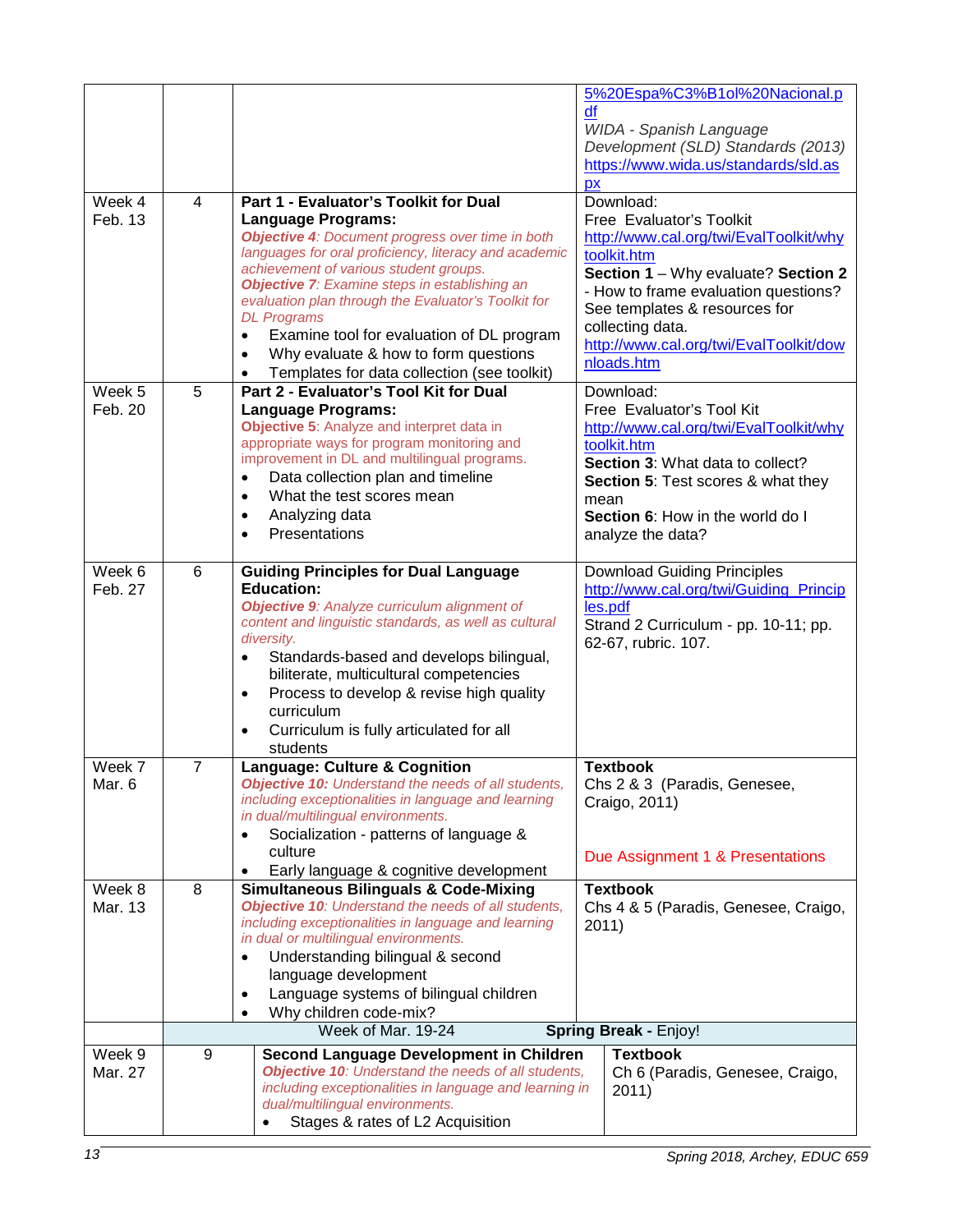| | | | |
|---|---|---|---|
| | | | 5%20Espa%C3%B1ol%20Nacional.pdf<br>*WIDA - Spanish Language Development (SLD) Standards (2013)*<br>https://www.wida.us/standards/sld.aspx |
| Week 4<br>Feb. 13 | 4 | **Part 1 - Evaluator's Toolkit for Dual Language Programs:**<br>***Objective 4****: Document progress over time in both languages for oral proficiency, literacy and academic achievement of various student groups.*<br>***Objective 7****: Examine steps in establishing an evaluation plan through the Evaluator's Toolkit for DL Programs*<br>• Examine tool for evaluation of DL program<br>• Why evaluate & how to form questions<br>• Templates for data collection (see toolkit) | Download:<br>Free Evaluator's Toolkit<br>http://www.cal.org/twi/EvalToolkit/whytoolkit.htm<br>**Section 1** – Why evaluate? **Section 2** - How to frame evaluation questions? See templates & resources for collecting data.<br>http://www.cal.org/twi/EvalToolkit/downloads.htm |
| Week 5<br>Feb. 20 | 5 | **Part 2 - Evaluator's Tool Kit for Dual Language Programs:**<br>**Objective 5**: Analyze and interpret data in appropriate ways for program monitoring and improvement in DL and multilingual programs.<br>• Data collection plan and timeline<br>• What the test scores mean<br>• Analyzing data<br>• Presentations | Download:<br>Free Evaluator's Tool Kit<br>http://www.cal.org/twi/EvalToolkit/whytoolkit.htm<br>**Section 3**: What data to collect?<br>**Section 5**: Test scores & what they mean<br>**Section 6**: How in the world do I analyze the data? |
| Week 6<br>Feb. 27 | 6 | **Guiding Principles for Dual Language Education:**<br>***Objective 9****: Analyze curriculum alignment of content and linguistic standards, as well as cultural diversity.*<br>• Standards-based and develops bilingual, biliterate, multicultural competencies<br>• Process to develop & revise high quality curriculum<br>• Curriculum is fully articulated for all students | Download Guiding Principles<br>http://www.cal.org/twi/Guiding_Principles.pdf<br>Strand 2 Curriculum - pp. 10-11; pp. 62-67, rubric. 107. |
| Week 7<br>Mar. 6 | 7 | **Language: Culture & Cognition**<br>***Objective 10:*** *Understand the needs of all students, including exceptionalities in language and learning in dual/multilingual environments.*<br>• Socialization - patterns of language & culture<br>• Early language & cognitive development | **Textbook**<br>Chs 2 & 3 (Paradis, Genesee, Craigo, 2011)<br><br>Due Assignment 1 & Presentations |
| Week 8<br>Mar. 13 | 8 | **Simultaneous Bilinguals & Code-Mixing**<br>***Objective 10****: Understand the needs of all students, including exceptionalities in language and learning in dual or multilingual environments.*<br>• Understanding bilingual & second language development<br>• Language systems of bilingual children<br>• Why children code-mix? | **Textbook**<br>Chs 4 & 5 (Paradis, Genesee, Craigo, 2011) |
| | | Week of Mar. 19-24 | **Spring Break -** Enjoy! |
| Week 9<br>Mar. 27 | 9 | **Second Language Development in Children**<br>***Objective 10****: Understand the needs of all students, including exceptionalities in language and learning in dual/multilingual environments.*<br>• Stages & rates of L2 Acquisition | **Textbook**<br>Ch 6 (Paradis, Genesee, Craigo, 2011) |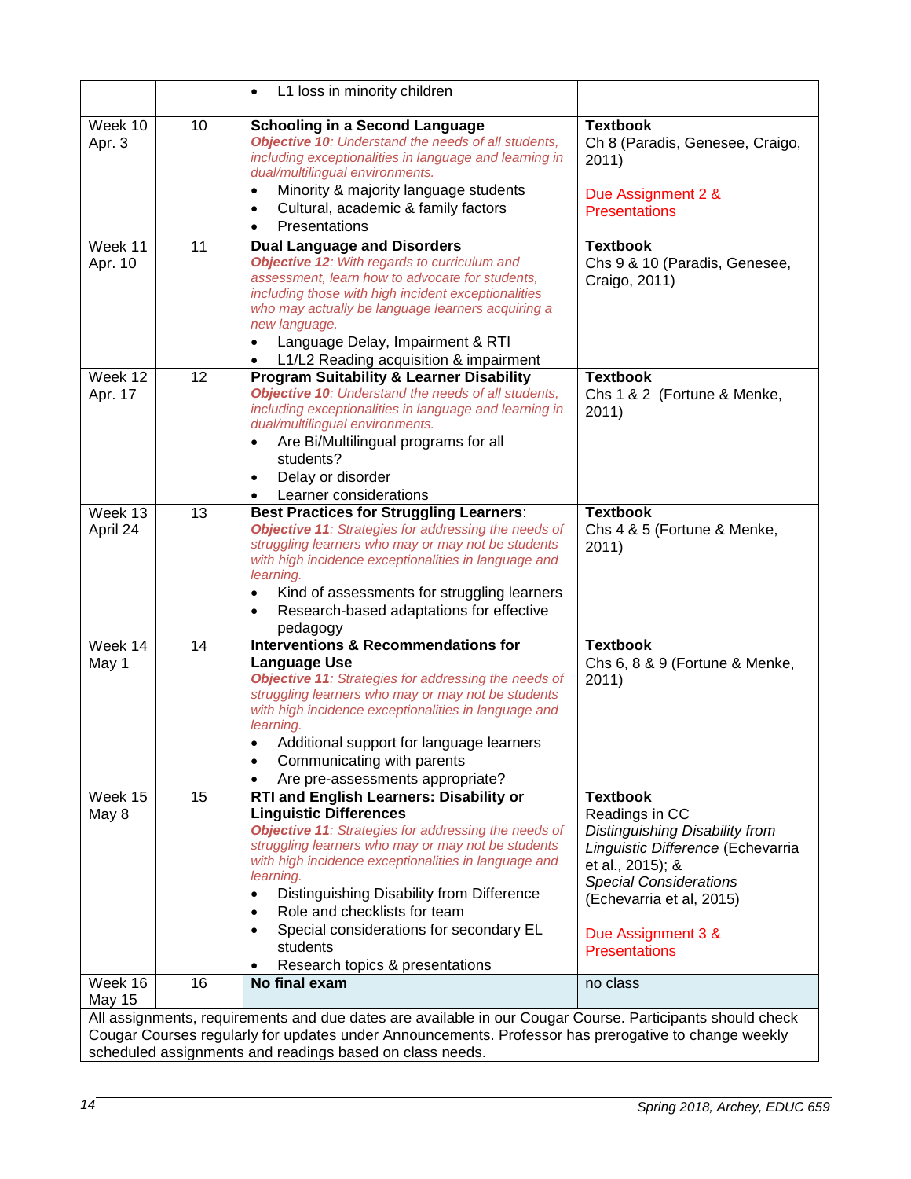| | | | |
|---|---|---|---|
| | | • L1 loss in minority children | |
| Week 10<br>Apr. 3 | 10 | **Schooling in a Second Language**<br>***Objective 10****: Understand the needs of all students, including exceptionalities in language and learning in dual/multilingual environments.*<br>• Minority & majority language students<br>• Cultural, academic & family factors<br>• Presentations | **Textbook**<br>Ch 8 (Paradis, Genesee, Craigo, 2011)<br><br>Due Assignment 2 & Presentations |
| Week 11<br>Apr. 10 | 11 | **Dual Language and Disorders**<br>***Objective 12****: With regards to curriculum and assessment, learn how to advocate for students, including those with high incident exceptionalities who may actually be language learners acquiring a new language.*<br>• Language Delay, Impairment & RTI<br>• L1/L2 Reading acquisition & impairment | **Textbook**<br>Chs 9 & 10 (Paradis, Genesee, Craigo, 2011) |
| Week 12<br>Apr. 17 | 12 | **Program Suitability & Learner Disability**<br>***Objective 10****: Understand the needs of all students, including exceptionalities in language and learning in dual/multilingual environments.*<br>• Are Bi/Multilingual programs for all students?<br>• Delay or disorder<br>• Learner considerations | **Textbook**<br>Chs 1 & 2 (Fortune & Menke, 2011) |
| Week 13<br>April 24 | 13 | **Best Practices for Struggling Learners**:<br>***Objective 11****: Strategies for addressing the needs of struggling learners who may or may not be students with high incidence exceptionalities in language and learning.*<br>• Kind of assessments for struggling learners<br>• Research-based adaptations for effective pedagogy | **Textbook**<br>Chs 4 & 5 (Fortune & Menke, 2011) |
| Week 14<br>May 1 | 14 | **Interventions & Recommendations for Language Use**<br>***Objective 11****: Strategies for addressing the needs of struggling learners who may or may not be students with high incidence exceptionalities in language and learning.*<br>• Additional support for language learners<br>• Communicating with parents<br>• Are pre-assessments appropriate? | **Textbook**<br>Chs 6, 8 & 9 (Fortune & Menke, 2011) |
| Week 15<br>May 8 | 15 | **RTI and English Learners: Disability or Linguistic Differences**<br>***Objective 11****: Strategies for addressing the needs of struggling learners who may or may not be students with high incidence exceptionalities in language and learning.*<br>• Distinguishing Disability from Difference<br>• Role and checklists for team<br>• Special considerations for secondary EL students<br>• Research topics & presentations | **Textbook**<br>Readings in CC<br>*Distinguishing Disability from Linguistic Difference* (Echevarria et al., 2015); &<br>*Special Considerations* (Echevarria et al, 2015)<br><br>Due Assignment 3 & Presentations |
| Week 16<br>May 15 | 16 | **No final exam** | no class |
| All assignments, requirements and due dates are available in our Cougar Course. Participants should check Cougar Courses regularly for updates under Announcements. Professor has prerogative to change weekly scheduled assignments and readings based on class needs. | | | |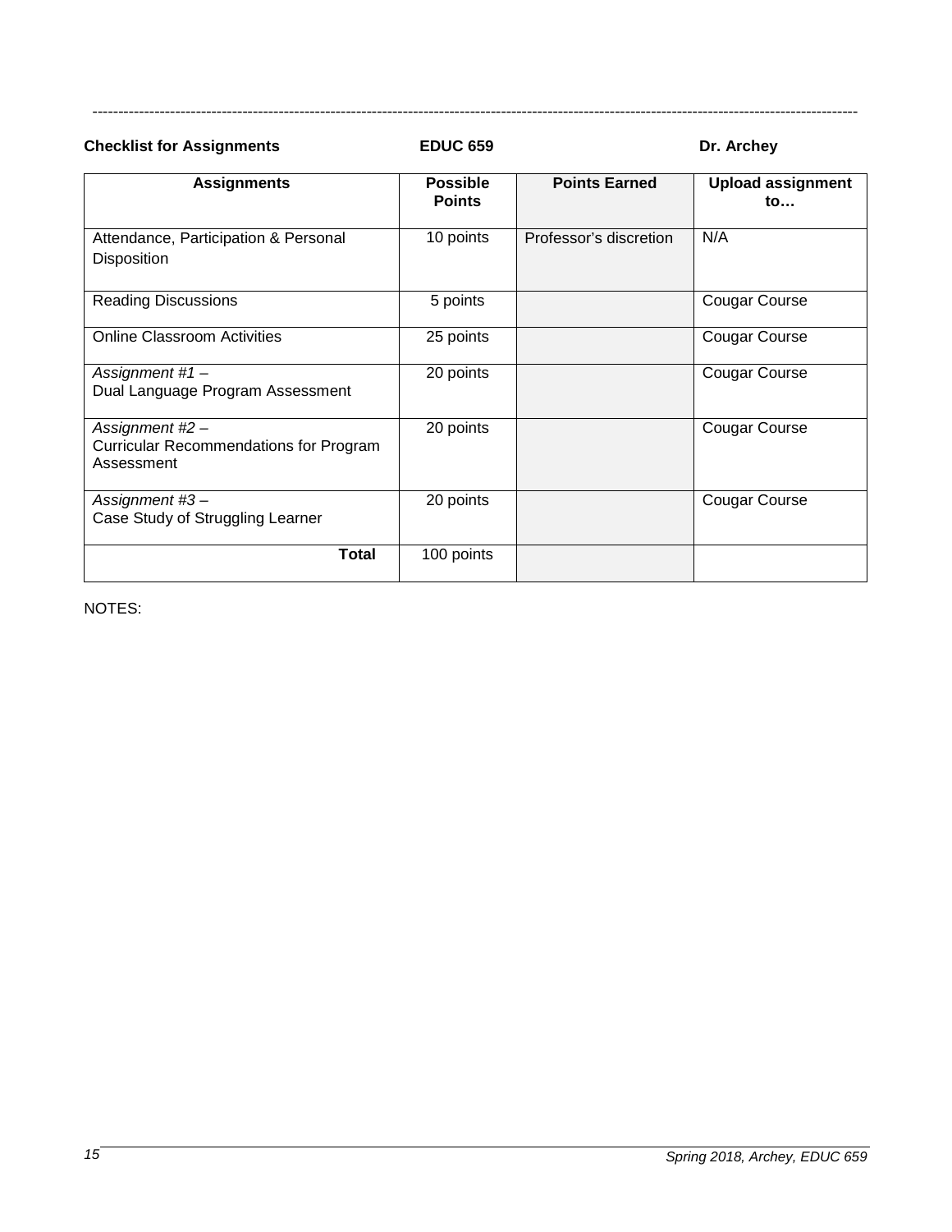---

**Checklist for Assignments** **EDUC 659** **Dr. Archey**

| Assignments | Possible Points | Points Earned | Upload assignment to… |
|---|---|---|---|
| Attendance, Participation & Personal Disposition | 10 points | Professor's discretion | N/A |
| Reading Discussions | 5 points | | Cougar Course |
| Online Classroom Activities | 25 points | | Cougar Course |
| *Assignment #1 –* Dual Language Program Assessment | 20 points | | Cougar Course |
| *Assignment #2 –* Curricular Recommendations for Program Assessment | 20 points | | Cougar Course |
| *Assignment #3 –* Case Study of Struggling Learner | 20 points | | Cougar Course |
| **Total** | 100 points | | |

NOTES: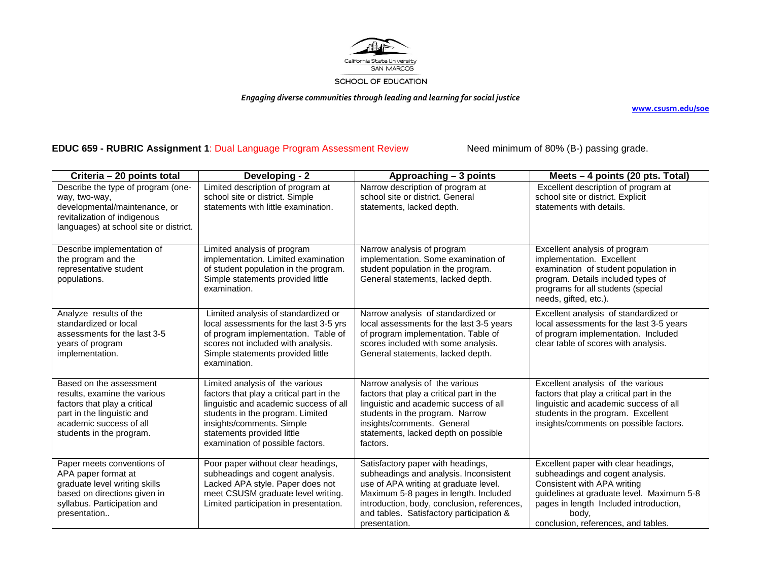California State University
SAN MARCOS
SCHOOL OF EDUCATION

*Engaging diverse communities through leading and learning for social justice*

www.csusm.edu/soe

**EDUC 659 - RUBRIC Assignment 1**: Dual Language Program Assessment Review Need minimum of 80% (B-) passing grade.

| Criteria – 20 points total | Developing - 2 | Approaching – 3 points | Meets – 4 points (20 pts. Total) |
|---|---|---|---|
| Describe the type of program (one-way, two-way, developmental/maintenance, or revitalization of indigenous languages) at school site or district. | Limited description of program at school site or district. Simple statements with little examination. | Narrow description of program at school site or district. General statements, lacked depth. | Excellent description of program at school site or district. Explicit statements with details. |
| Describe implementation of the program and the representative student populations. | Limited analysis of program implementation. Limited examination of student population in the program. Simple statements provided little examination. | Narrow analysis of program implementation. Some examination of student population in the program. General statements, lacked depth. | Excellent analysis of program implementation. Excellent examination of student population in program. Details included types of programs for all students (special needs, gifted, etc.). |
| Analyze results of the standardized or local assessments for the last 3-5 years of program implementation. | Limited analysis of standardized or local assessments for the last 3-5 yrs of program implementation. Table of scores not included with analysis. Simple statements provided little examination. | Narrow analysis of standardized or local assessments for the last 3-5 years of program implementation. Table of scores included with some analysis. General statements, lacked depth. | Excellent analysis of standardized or local assessments for the last 3-5 years of program implementation. Included clear table of scores with analysis. |
| Based on the assessment results, examine the various factors that play a critical part in the linguistic and academic success of all students in the program. | Limited analysis of the various factors that play a critical part in the linguistic and academic success of all students in the program. Limited insights/comments. Simple statements provided little examination of possible factors. | Narrow analysis of the various factors that play a critical part in the linguistic and academic success of all students in the program. Narrow insights/comments. General statements, lacked depth on possible factors. | Excellent analysis of the various factors that play a critical part in the linguistic and academic success of all students in the program. Excellent insights/comments on possible factors. |
| Paper meets conventions of APA paper format at graduate level writing skills based on directions given in syllabus. Participation and presentation.. | Poor paper without clear headings, subheadings and cogent analysis. Lacked APA style. Paper does not meet CSUSM graduate level writing. Limited participation in presentation. | Satisfactory paper with headings, subheadings and analysis. Inconsistent use of APA writing at graduate level. Maximum 5-8 pages in length. Included introduction, body, conclusion, references, and tables. Satisfactory participation & presentation. | Excellent paper with clear headings, subheadings and cogent analysis. Consistent with APA writing guidelines at graduate level. Maximum 5-8 pages in length Included introduction, body, conclusion, references, and tables. |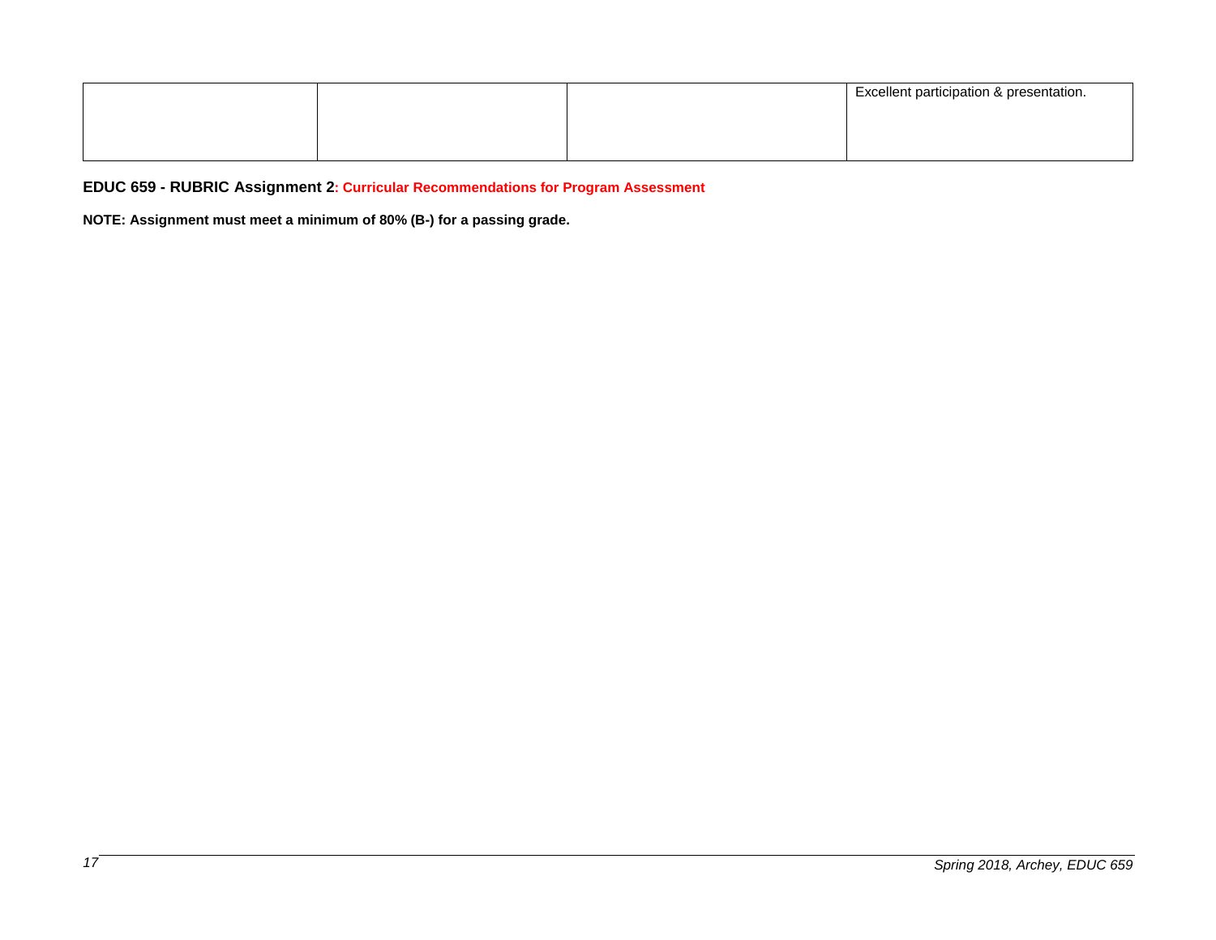|  |  |  | Excellent participation & presentation. |
|---|---|---|---|

**EDUC 659 - RUBRIC Assignment 2: Curricular Recommendations for Program Assessment**

**NOTE: Assignment must meet a minimum of 80% (B-) for a passing grade.**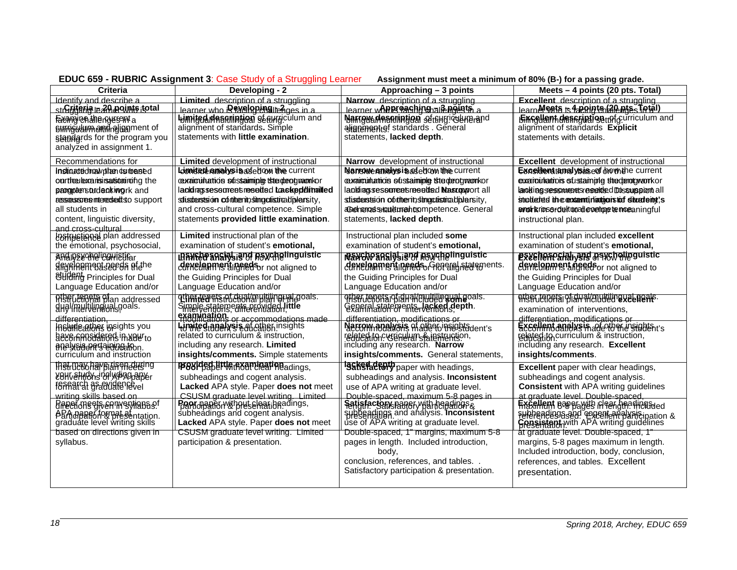**EDUC 659 - RUBRIC Assignment 3**: Case Study of a Struggling Learner **Assignment must meet a minimum of 80% (B-) for a passing grade.**

| Criteria | Developing - 2 | Approaching – 3 points | Meets – 4 points (20 pts. Total) |
|---|---|---|---|
| Examine the current curriculum and alignment of standards for the program you analyzed in assignment 1. | **Limited** description of curriculum and alignment of standards**.** Simple statements with **little examination**. | **Narrow** description of curriculum and alignment of standards . General statements, **lacked depth.** | **Excellent** description of curriculum and alignment of standards **Explicit** statements with details. |
| Recommendations for instructional plan is based on the examination of the program or gaps and/or areas where resources are needed to support all students in content, linguistic diversity, and cross-cultural competence. | **Limited** development of instructional considerations based on the current examination of the program or gaps and areas where resources needed to support all students in content, linguistic diversity, and cross-cultural competence. Simple statements **provided little examination**. | **Narrow** development of instructional considerations based on the current examination of the program or gaps and areas where resources needed to support all students in content, linguistic diversity, and cross-cultural competence. General statements, **lacked depth**. | **Excellent** development of instructional considerations based on the current examination of the program or gaps and areas where resources needed to support all students in content, linguistic diversity, and cross-cultural competence. |
| Instructional plan addressed the emotional, psychosocial, and psycholinguistic development needs of the student. | **Limited** instructional plan of the examination of student's **emotional, psychosocial and psycholinguistic development needs**. | Instructional plan included **some** examination of student's **emotional, psychosocial and psycholinguistic development needs**. | Instructional plan included **excellent** examination of student's **emotional, psychosocial and psycholinguistic development needs**. |
| Instructional plan addressed any interventions, differentiation, modifications or accommodations made to the student's education. | **Limited** instructional plan of the interventions, differentiation, modifications or accommodations made to the student's education. | Instructional plan included **some** examination of interventions, differentiation, modifications or accommodations made to the student's education. | Instructional plan included **excellent** examination of interventions, differentiation, modifications or accommodations made to the student's education. |
| Include other insights you have considered in your analysis pertaining to curriculum and instruction that may have risen during your study, including any research as evidence. | **Limited analysis** of other insights related to curriculum & instruction, including any research. **Limited insights/comments.** Simple statements **provided little examination**. | **Narrow analysis** of other insights related to curriculum & instruction, including any research. **Narrow insights/comments.** General statements, **lacked depth**. | **Excellent analysis** of other insights related to curriculum & instruction, including any research. **Excellent insights/comments**. |
| Paper meets conventions of APA paper format at graduate level writing skills based on directions given in syllabus. | **Poor** paper without clear headings, subheadings and cogent analysis. **Lacked** APA style. Paper **does not** meet CSUSM graduate level writing. Limited participation & presentation. | **Satisfactory** paper with headings, subheadings and analysis. **Inconsistent** use of APA writing at graduate level. Double-spaced, 1" margins, maximum 5-8 pages in length. Included introduction, body, conclusion, references, and tables. . Satisfactory participation & presentation. | **Excellent** paper with clear headings, subheadings and cogent analysis. **Consistent** with APA writing guidelines at graduate level. Double-spaced, 1" margins, 5-8 pages maximum in length. Included introduction, body, conclusion, references, and tables. Excellent presentation. |